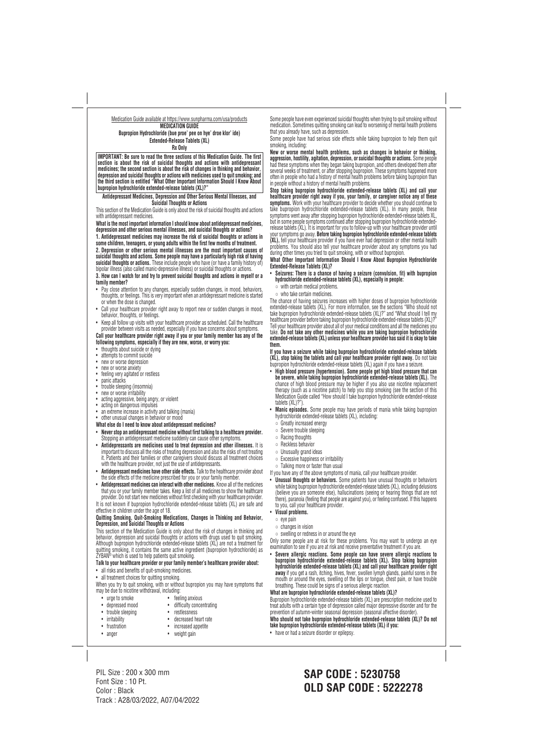Medication Guide available at https://www.sunpharma.com/usa/products

# MEDICATION GUIDE

**Bupropion Hydrochloride (bue proe' pee on hye' droe klor' ide)**
**Extended-Release Tablets (XL)**
**Rx Only**

**IMPORTANT: Be sure to read the three sections of this Medication Guide. The first section is about the risk of suicidal thoughts and actions with antidepressant medicines; the second section is about the risk of changes in thinking and behavior, depression and suicidal thoughts or actions with medicines used to quit smoking; and the third section is entitled "What Other Important Information Should I Know About bupropion hydrochloride extended-release tablets (XL)?"**

## Antidepressant Medicines, Depression and Other Serious Mental Illnesses, and Suicidal Thoughts or Actions

This section of the Medication Guide is only about the risk of suicidal thoughts and actions with antidepressant medicines.

**What is the most important information I should know about antidepressant medicines, depression and other serious mental illnesses, and suicidal thoughts or actions?**

**1. Antidepressant medicines may increase the risk of suicidal thoughts or actions in some children, teenagers, or young adults within the first few months of treatment.**

**2. Depression or other serious mental illnesses are the most important causes of suicidal thoughts and actions. Some people may have a particularly high risk of having suicidal thoughts or actions.** These include people who have (or have a family history of) bipolar illness (also called manic-depressive illness) or suicidal thoughts or actions.

**3. How can I watch for and try to prevent suicidal thoughts and actions in myself or a family member?**

- Pay close attention to any changes, especially sudden changes, in mood, behaviors, thoughts, or feelings. This is very important when an antidepressant medicine is started or when the dose is changed.
- Call your healthcare provider right away to report new or sudden changes in mood, behavior, thoughts, or feelings.
- Keep all follow up visits with your healthcare provider as scheduled. Call the healthcare provider between visits as needed, especially if you have concerns about symptoms.

**Call your healthcare provider right away if you or your family member has any of the following symptoms, especially if they are new, worse, or worry you:**

- thoughts about suicide or dying
- attempts to commit suicide
- new or worse depression
- new or worse anxiety
- feeling very agitated or restless
- panic attacks
- trouble sleeping (insomnia)
- new or worse irritability
- acting aggressive, being angry, or violent
- acting on dangerous impulses
- an extreme increase in activity and talking (mania)
- other unusual changes in behavior or mood

**What else do I need to know about antidepressant medicines?**

- **Never stop an antidepressant medicine without first talking to a healthcare provider.** Stopping an antidepressant medicine suddenly can cause other symptoms.
- **Antidepressants are medicines used to treat depression and other illnesses.** It is important to discuss all the risks of treating depression and also the risks of not treating it. Patients and their families or other caregivers should discuss all treatment choices with the healthcare provider, not just the use of antidepressants.
- **Antidepressant medicines have other side effects.** Talk to the healthcare provider about the side effects of the medicine prescribed for you or your family member.
- **Antidepressant medicines can interact with other medicines.** Know all of the medicines that you or your family member takes. Keep a list of all medicines to show the healthcare provider. Do not start new medicines without first checking with your healthcare provider.

It is not known if bupropion hydrochloride extended-release tablets (XL) are safe and effective in children under the age of 18.

## Quitting Smoking, Quit-Smoking Medications, Changes in Thinking and Behavior, Depression, and Suicidal Thoughts or Actions

This section of the Medication Guide is only about the risk of changes in thinking and behavior, depression and suicidal thoughts or actions with drugs used to quit smoking. Although bupropion hydrochloride extended-release tablets (XL) are not a treatment for quitting smoking, it contains the same active ingredient (bupropion hydrochloride) as ZYBAN® which is used to help patients quit smoking.

**Talk to your healthcare provider or your family member's healthcare provider about:**

- all risks and benefits of quit-smoking medicines.
- all treatment choices for quitting smoking.

When you try to quit smoking, with or without bupropion you may have symptoms that may be due to nicotine withdrawal, including:

- urge to smoke
- depressed mood
- trouble sleeping
- irritability
- frustration
- anger
- feeling anxious
- difficulty concentrating
- restlessness
- decreased heart rate
- increased appetite
- weight gain

Some people have even experienced suicidal thoughts when trying to quit smoking without medication. Sometimes quitting smoking can lead to worsening of mental health problems that you already have, such as depression.

Some people have had serious side effects while taking bupropion to help them quit smoking, including:

**New or worse mental health problems, such as changes in behavior or thinking, aggression, hostility, agitation, depression, or suicidal thoughts or actions.** Some people had these symptoms when they began taking bupropion, and others developed them after several weeks of treatment, or after stopping bupropion. These symptoms happened more often in people who had a history of mental health problems before taking bupropion than in people without a history of mental health problems.

**Stop taking bupropion hydrochloride extended-release tablets (XL) and call your healthcare provider right away if you, your family, or caregiver notice any of these symptoms.** Work with your healthcare provider to decide whether you should continue to take bupropion hydrochloride extended-release tablets (XL). In many people, these symptoms went away after stopping bupropion hydrochloride extended-release tablets XL, but in some people symptoms continued after stopping bupropion hydrochloride extended-release tablets (XL). It is important for you to follow-up with your healthcare provider until your symptoms go away. **Before taking bupropion hydrochloride extended-release tablets (XL),** tell your healthcare provider if you have ever had depression or other mental health problems. You should also tell your healthcare provider about any symptoms you had during other times you tried to quit smoking, with or without bupropion.

## What Other Important Information Should I Know About Bupropion Hydrochloride Extended-Release Tablets (XL)?

- **Seizures: There is a chance of having a seizure (convulsion, fit) with bupropion hydrochloride extended-release tablets (XL), especially in people:**
  - with certain medical problems.
  - who take certain medicines.

The chance of having seizures increases with higher doses of bupropion hydrochloride extended-release tablets (XL). For more information, see the sections "Who should not take bupropion hydrochloride extended-release tablets (XL)?" and "What should I tell my healthcare provider before taking bupropion hydrochloride extended-release tablets (XL)?" Tell your healthcare provider about all of your medical conditions and all the medicines you take. **Do not take any other medicines while you are taking bupropion hydrochloride extended-release tablets (XL) unless your healthcare provider has said it is okay to take them.**

**If you have a seizure while taking bupropion hydrochloride extended-release tablets (XL), stop taking the tablets and call your healthcare provider right away.** Do not take bupropion hydrochloride extended-release tablets (XL) again if you have a seizure.

- **High blood pressure (hypertension). Some people get high blood pressure that can be severe, while taking bupropion hydrochloride extended-release tablets (XL).** The chance of high blood pressure may be higher if you also use nicotine replacement therapy (such as a nicotine patch) to help you stop smoking (see the section of this Medication Guide called "How should I take bupropion hydrochloride extended-release tablets (XL)?").
- **Manic episodes.** Some people may have periods of mania while taking bupropion hydrochloride extended-release tablets (XL), including:
  - Greatly increased energy
  - Severe trouble sleeping
  - Racing thoughts
  - Reckless behavior
  - Unusually grand ideas
  - Excessive happiness or irritability
  - Talking more or faster than usual

If you have any of the above symptoms of mania, call your healthcare provider.

- **Unusual thoughts or behaviors.** Some patients have unusual thoughts or behaviors while taking bupropion hydrochloride extended-release tablets (XL), including delusions (believe you are someone else), hallucinations (seeing or hearing things that are not there), paranoia (feeling that people are against you), or feeling confused. If this happens to you, call your healthcare provider.
- **Visual problems.**
  - eye pain
  - changes in vision
  - swelling or redness in or around the eye

Only some people are at risk for these problems. You may want to undergo an eye examination to see if you are at risk and receive preventative treatment if you are.

- **Severe allergic reactions. Some people can have severe allergic reactions to bupropion hydrochloride extended-release tablets (XL). Stop taking bupropion hydrochloride extended-release tablets (XL) and call your healthcare provider right away** if you get a rash, itching, hives, fever, swollen lymph glands, painful sores in the mouth or around the eyes, swelling of the lips or tongue, chest pain, or have trouble breathing. These could be signs of a serious allergic reaction.

**What are bupropion hydrochloride extended-release tablets (XL)?**

Bupropion hydrochloride extended-release tablets (XL) are prescription medicine used to treat adults with a certain type of depression called major depressive disorder and for the prevention of autumn-winter seasonal depression (seasonal affective disorder).

**Who should not take bupropion hydrochloride extended-release tablets (XL)? Do not take bupropion hydrochloride extended-release tablets (XL) if you:**

- have or had a seizure disorder or epilepsy.

PIL Size : 200 x 300 mm
Font Size : 10 Pt.
Color : Black
Track : A28/03/2022, A07/04/2022

**SAP CODE : 5230758**
**OLD SAP CODE : 5222278**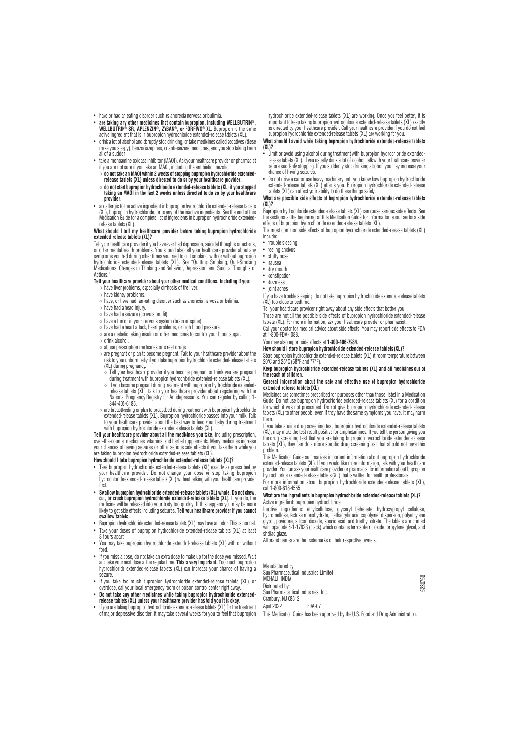- have or had an eating disorder such as anorexia nervosa or bulimia.
- **are taking any other medicines that contain bupropion, including WELLBUTRIN®, WELLBUTRIN® SR, APLENZIN®, ZYBAN®, or FORFIVO® XL**. Bupropion is the same active ingredient that is in bupropion hydrochloride extended-release tablets (XL).
- drink a lot of alcohol and abruptly stop drinking, or take medicines called sedatives (these make you sleepy), benzodiazepines, or anti-seizure medicines, and you stop taking them all of a sudden.
- take a monoamine oxidase inhibitor (MAOI). Ask your healthcare provider or pharmacist if you are not sure if you take an MAOI, including the antibiotic linezolid.
  - **do not take an MAOI within 2 weeks of stopping bupropion hydrochloride extended-release tablets (XL) unless directed to do so by your healthcare provider.**
  - **do not start bupropion hydrochloride extended-release tablets (XL) if you stopped taking an MAOI in the last 2 weeks unless directed to do so by your healthcare provider.**
- are allergic to the active ingredient in bupropion hydrochloride extended-release tablets (XL), bupropion hydrochloride, or to any of the inactive ingredients. See the end of this Medication Guide for a complete list of ingredients in bupropion hydrochloride extended-release tablets (XL).

**What should I tell my healthcare provider before taking bupropion hydrochloride extended-release tablets (XL)?**

Tell your healthcare provider if you have ever had depression, suicidal thoughts or actions, or other mental health problems. You should also tell your healthcare provider about any symptoms you had during other times you tried to quit smoking, with or without bupropion hydrochloride extended-release tablets (XL). See "Quitting Smoking, Quit-Smoking Medications, Changes in Thinking and Behavior, Depression, and Suicidal Thoughts or Actions."

**Tell your healthcare provider about your other medical conditions, including if you:**

- have liver problems, especially cirrhosis of the liver.
- have kidney problems.
- have, or have had, an eating disorder such as anorexia nervosa or bulimia.
- have had a head injury.
- have had a seizure (convulsion, fit).
- have a tumor in your nervous system (brain or spine).
- have had a heart attack, heart problems, or high blood pressure.
- are a diabetic taking insulin or other medicines to control your blood sugar.
- drink alcohol.
- abuse prescription medicines or street drugs.
- are pregnant or plan to become pregnant. Talk to your healthcare provider about the risk to your unborn baby if you take bupropion hydrochloride extended-release tablets (XL) during pregnancy.
  - Tell your healthcare provider if you become pregnant or think you are pregnant during treatment with bupropion hydrochloride extended-release tablets (XL).
  - If you become pregnant during treatment with bupropion hydrochloride extended-release tablets (XL), talk to your healthcare provider about registering with the National Pregnancy Registry for Antidepressants. You can register by calling 1-844-405-6185.
- are breastfeeding or plan to breastfeed during treatment with bupropion hydrochloride extended-release tablets (XL). Bupropion hydrochloride passes into your milk. Talk to your healthcare provider about the best way to feed your baby during treatment with bupropion hydrochloride extended-release tablets (XL).

**Tell your healthcare provider about all the medicines you take,** including prescription, over–the-counter medicines, vitamins, and herbal supplements. Many medicines increase your chances of having seizures or other serious side effects if you take them while you are taking bupropion hydrochloride extended-release tablets (XL).

**How should I take bupropion hydrochloride extended-release tablets (XL)?**

- Take bupropion hydrochloride extended-release tablets (XL) exactly as prescribed by your healthcare provider. Do not change your dose or stop taking bupropion hydrochloride extended-release tablets (XL) without talking with your healthcare provider first.
- **Swallow bupropion hydrochloride extended-release tablets (XL) whole. Do not chew, cut, or crush bupropion hydrochloride extended-release tablets (XL).** If you do, the medicine will be released into your body too quickly. If this happens you may be more likely to get side effects including seizures. **Tell your healthcare provider if you cannot swallow tablets.**
- Bupropion hydrochloride extended-release tablets (XL) may have an odor. This is normal.
- Take your doses of bupropion hydrochloride extended-release tablets (XL) at least 8 hours apart.
- You may take bupropion hydrochloride extended-release tablets (XL) with or without food.
- If you miss a dose, do not take an extra dose to make up for the dose you missed. Wait and take your next dose at the regular time. **This is very important.** Too much bupropion hydrochloride extended-release tablets (XL) can increase your chance of having a seizure.
- If you take too much bupropion hydrochloride extended-release tablets (XL), or overdose, call your local emergency room or poison control center right away.
- **Do not take any other medicines while taking bupropion hydrochloride extended-release tablets (XL) unless your healthcare provider has told you it is okay.**
- If you are taking bupropion hydrochloride extended-release tablets (XL) for the treatment of major depressive disorder, it may take several weeks for you to feel that bupropion hydrochloride extended-release tablets (XL) are working. Once you feel better, it is important to keep taking bupropion hydrochloride extended-release tablets (XL) exactly as directed by your healthcare provider. Call your healthcare provider if you do not feel bupropion hydrochloride extended-release tablets (XL) are working for you.

**What should I avoid while taking bupropion hydrochloride extended-release tablets (XL)?**

- Limit or avoid using alcohol during treatment with bupropion hydrochloride extended-release tablets (XL). If you usually drink a lot of alcohol, talk with your healthcare provider before suddenly stopping. If you suddenly stop drinking alcohol, you may increase your chance of having seizures.
- Do not drive a car or use heavy machinery until you know how bupropion hydrochloride extended-release tablets (XL) affects you. Bupropion hydrochloride extended-release tablets (XL) can affect your ability to do these things safely.

**What are possible side effects of bupropion hydrochloride extended-release tablets (XL)?**

Bupropion hydrochloride extended-release tablets (XL) can cause serious side effects. See the sections at the beginning of this Medication Guide for information about serious side effects of bupropion hydrochloride extended-release tablets (XL).

The most common side effects of bupropion hydrochloride extended-release tablets (XL) include:

- trouble sleeping
- feeling anxious
- stuffy nose
- nausea
- dry mouth
- constipation
- dizziness
- joint aches

If you have trouble sleeping, do not take bupropion hydrochloride extended-release tablets (XL) too close to bedtime.

Tell your healthcare provider right away about any side effects that bother you.

These are not all the possible side effects of bupropion hydrochloride extended-release tablets (XL). For more information, ask your healthcare provider or pharmacist.

Call your doctor for medical advice about side effects. You may report side effects to FDA at 1-800-FDA-1088.

You may also report side effects at **1-800-406-7984.**

**How should I store bupropion hydrochloride extended-release tablets (XL)?**

Store bupropion hydrochloride extended-release tablets (XL) at room temperature between 20°C and 25°C (68°F and 77°F).

**Keep bupropion hydrochloride extended-release tablets (XL) and all medicines out of the reach of children.**

**General information about the safe and effective use of bupropion hydrochloride extended-release tablets (XL)**

Medicines are sometimes prescribed for purposes other than those listed in a Medication Guide. Do not use bupropion hydrochloride extended-release tablets (XL) for a condition for which it was not prescribed. Do not give bupropion hydrochloride extended-release tablets (XL) to other people, even if they have the same symptoms you have. It may harm them.

If you take a urine drug screening test, bupropion hydrochloride extended-release tablets (XL), may make the test result positive for amphetamines. If you tell the person giving you the drug screening test that you are taking bupropion hydrochloride extended-release tablets (XL), they can do a more specific drug screening test that should not have this problem.

This Medication Guide summarizes important information about bupropion hydrochloride extended-release tablets (XL). If you would like more information, talk with your healthcare provider. You can ask your healthcare provider or pharmacist for information about bupropion hydrochloride extended-release tablets (XL) that is written for health professionals.

For more information about bupropion hydrochloride extended-release tablets (XL), call 1-800-818-4555

**What are the ingredients in bupropion hydrochloride extended-release tablets (XL)?**

Active ingredient: bupropion hydrochloride

Inactive ingredients: ethylcellulose, glyceryl behenate, hydroxypropyl cellulose, hypromellose, lactose monohydrate, methacrylic acid copolymer dispersion, polyethylene glycol, povidone, silicon dioxide, stearic acid, and triethyl citrate. The tablets are printed with opacode S-1-17823 (black) which contains ferrosoferric oxide, propylene glycol, and shellac glaze.

All brand names are the trademarks of their respective owners.

Manufactured by:
Sun Pharmaceutical Industries Limited
MOHALI, INDIA

Distributed by:
Sun Pharmaceutical Industries, Inc.
Cranbury, NJ 08512

April 2022 FDA-07

This Medication Guide has been approved by the U.S. Food and Drug Administration.

5230758